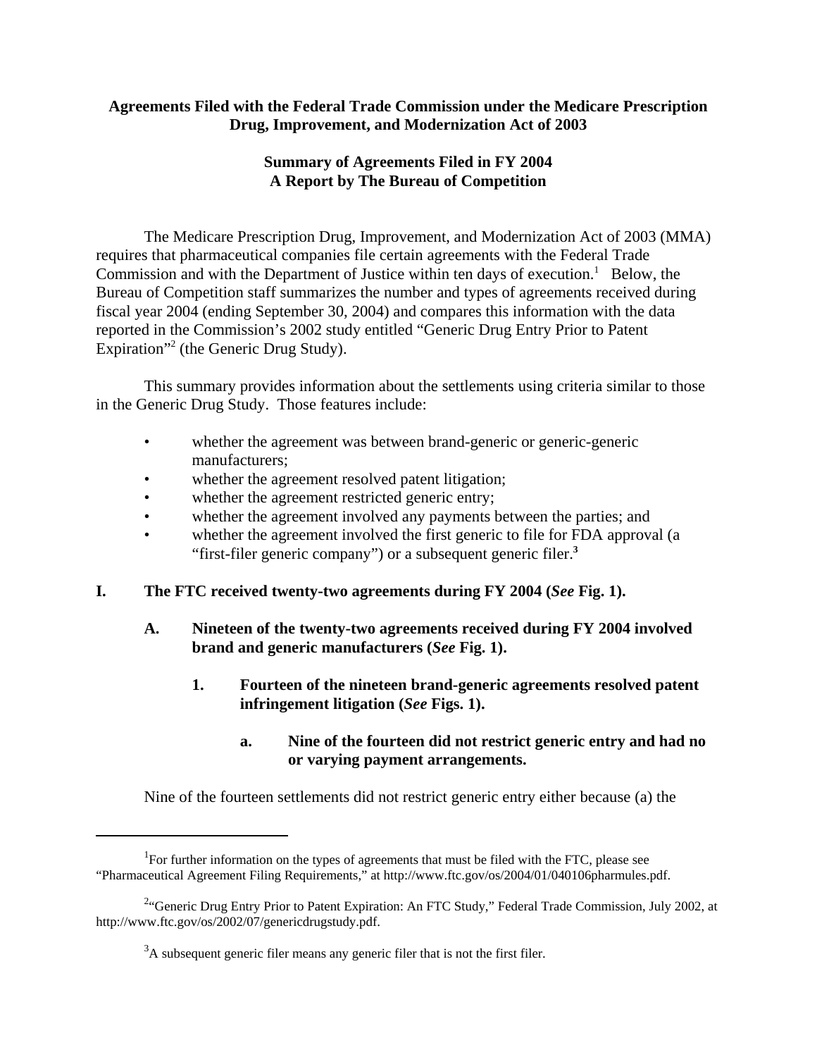**Agreements Filed with the Federal Trade Commission under the Medicare Prescription Drug, Improvement, and Modernization Act of 2003**

**Summary of Agreements Filed in FY 2004**
**A Report by The Bureau of Competition**

The Medicare Prescription Drug, Improvement, and Modernization Act of 2003 (MMA) requires that pharmaceutical companies file certain agreements with the Federal Trade Commission and with the Department of Justice within ten days of execution.[1] Below, the Bureau of Competition staff summarizes the number and types of agreements received during fiscal year 2004 (ending September 30, 2004) and compares this information with the data reported in the Commission's 2002 study entitled "Generic Drug Entry Prior to Patent Expiration"[2] (the Generic Drug Study).

This summary provides information about the settlements using criteria similar to those in the Generic Drug Study. Those features include:

- whether the agreement was between brand-generic or generic-generic manufacturers;
- whether the agreement resolved patent litigation;
- whether the agreement restricted generic entry;
- whether the agreement involved any payments between the parties; and
- whether the agreement involved the first generic to file for FDA approval (a "first-filer generic company") or a subsequent generic filer.[3]

## I. The FTC received twenty-two agreements during FY 2004 (*See* Fig. 1).

### A. Nineteen of the twenty-two agreements received during FY 2004 involved brand and generic manufacturers (*See* Fig. 1).

#### 1. Fourteen of the nineteen brand-generic agreements resolved patent infringement litigation (*See* Figs. 1).

##### a. Nine of the fourteen did not restrict generic entry and had no or varying payment arrangements.

Nine of the fourteen settlements did not restrict generic entry either because (a) the

---

[1] For further information on the types of agreements that must be filed with the FTC, please see "Pharmaceutical Agreement Filing Requirements," at http://www.ftc.gov/os/2004/01/040106pharmules.pdf.

[2] "Generic Drug Entry Prior to Patent Expiration: An FTC Study," Federal Trade Commission, July 2002, at http://www.ftc.gov/os/2002/07/genericdrugstudy.pdf.

[3] A subsequent generic filer means any generic filer that is not the first filer.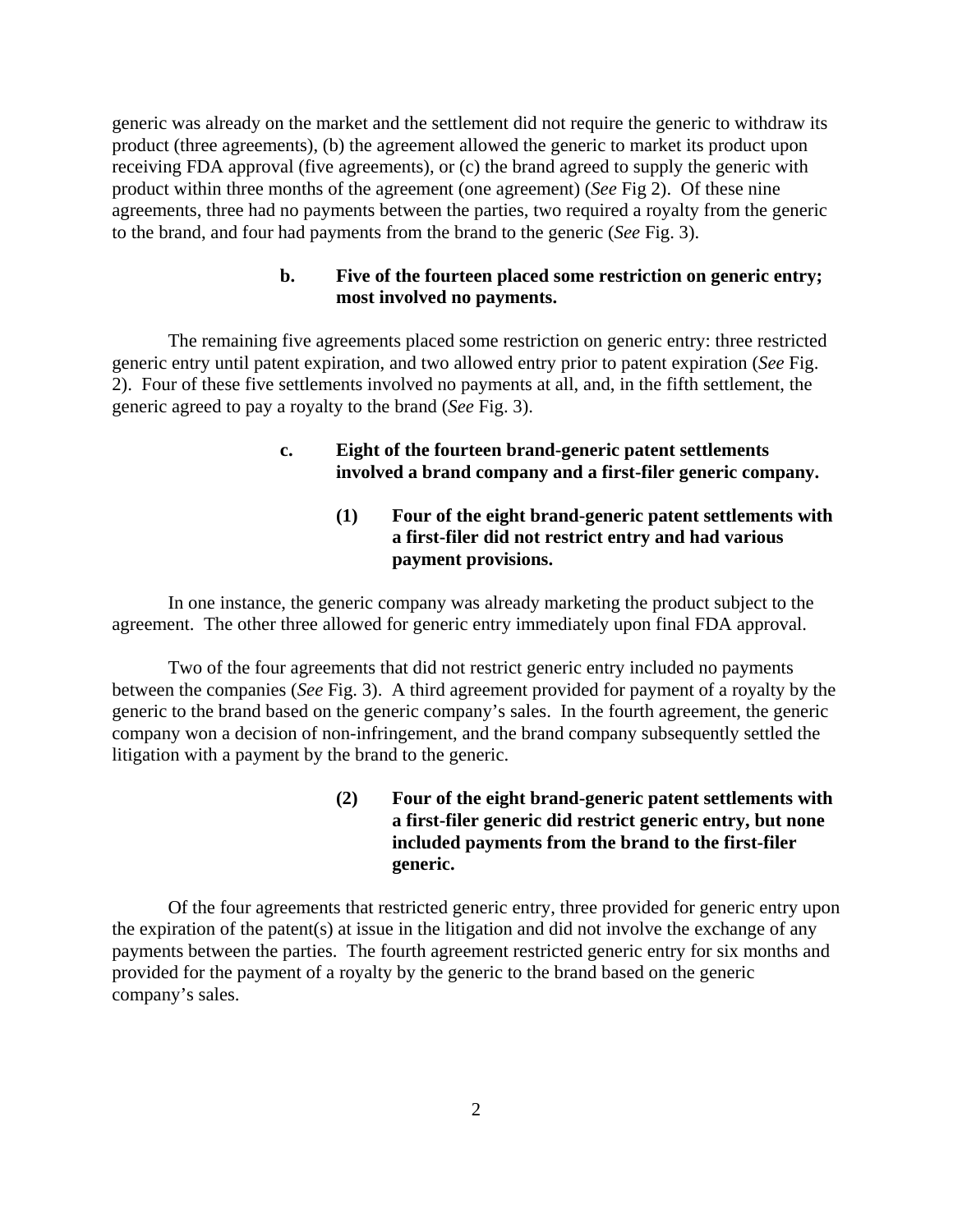generic was already on the market and the settlement did not require the generic to withdraw its product (three agreements), (b) the agreement allowed the generic to market its product upon receiving FDA approval (five agreements), or (c) the brand agreed to supply the generic with product within three months of the agreement (one agreement) (*See* Fig 2). Of these nine agreements, three had no payments between the parties, two required a royalty from the generic to the brand, and four had payments from the brand to the generic (*See* Fig. 3).

**b. Five of the fourteen placed some restriction on generic entry; most involved no payments.**

The remaining five agreements placed some restriction on generic entry: three restricted generic entry until patent expiration, and two allowed entry prior to patent expiration (*See* Fig. 2). Four of these five settlements involved no payments at all, and, in the fifth settlement, the generic agreed to pay a royalty to the brand (*See* Fig. 3).

**c. Eight of the fourteen brand-generic patent settlements involved a brand company and a first-filer generic company.**

**(1) Four of the eight brand-generic patent settlements with a first-filer did not restrict entry and had various payment provisions.**

In one instance, the generic company was already marketing the product subject to the agreement. The other three allowed for generic entry immediately upon final FDA approval.

Two of the four agreements that did not restrict generic entry included no payments between the companies (*See* Fig. 3). A third agreement provided for payment of a royalty by the generic to the brand based on the generic company's sales. In the fourth agreement, the generic company won a decision of non-infringement, and the brand company subsequently settled the litigation with a payment by the brand to the generic.

**(2) Four of the eight brand-generic patent settlements with a first-filer generic did restrict generic entry, but none included payments from the brand to the first-filer generic.**

Of the four agreements that restricted generic entry, three provided for generic entry upon the expiration of the patent(s) at issue in the litigation and did not involve the exchange of any payments between the parties. The fourth agreement restricted generic entry for six months and provided for the payment of a royalty by the generic to the brand based on the generic company's sales.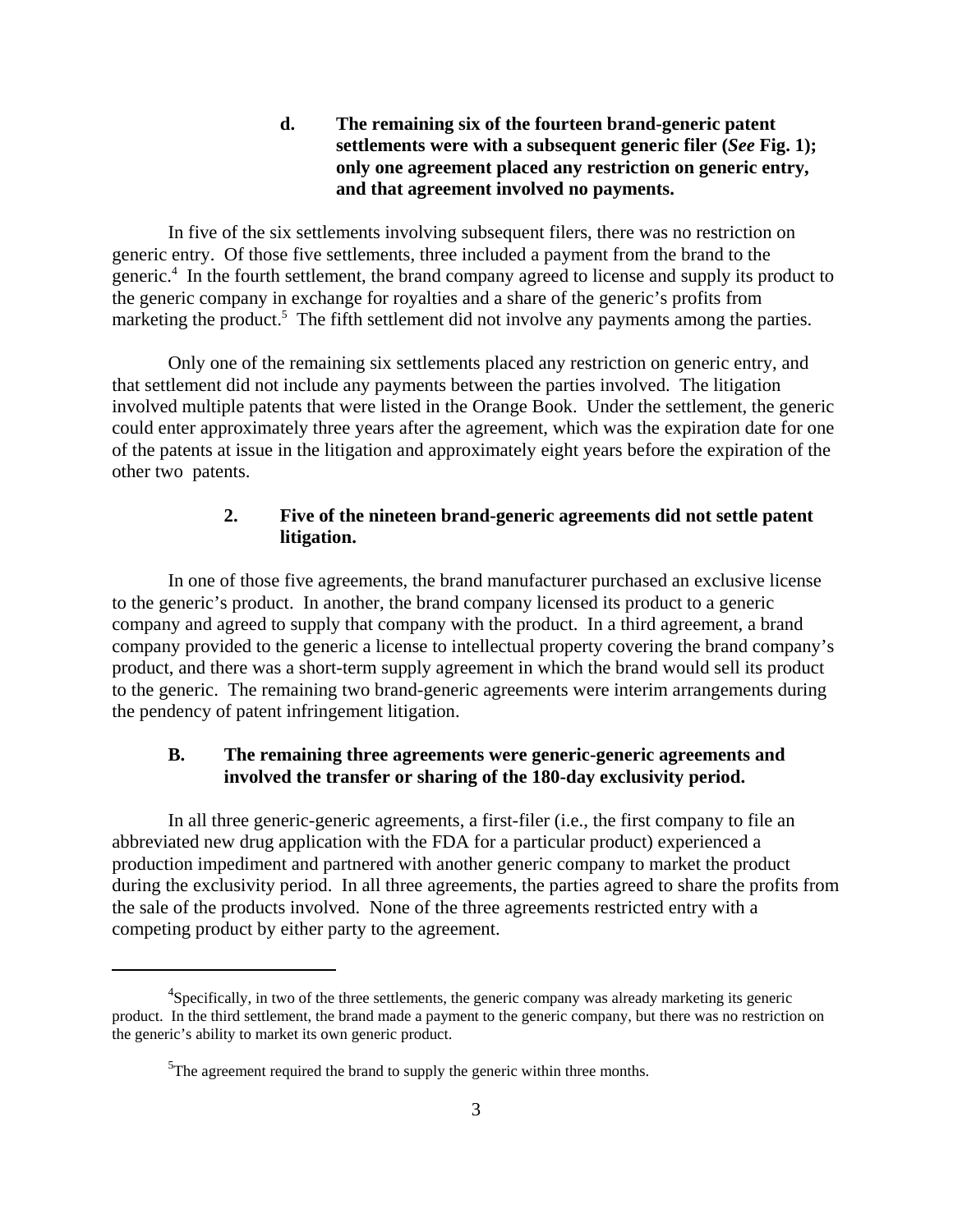### d. The remaining six of the fourteen brand-generic patent settlements were with a subsequent generic filer (*See* Fig. 1); only one agreement placed any restriction on generic entry, and that agreement involved no payments.

In five of the six settlements involving subsequent filers, there was no restriction on generic entry. Of those five settlements, three included a payment from the brand to the generic.[4] In the fourth settlement, the brand company agreed to license and supply its product to the generic company in exchange for royalties and a share of the generic's profits from marketing the product.[5] The fifth settlement did not involve any payments among the parties.

Only one of the remaining six settlements placed any restriction on generic entry, and that settlement did not include any payments between the parties involved. The litigation involved multiple patents that were listed in the Orange Book. Under the settlement, the generic could enter approximately three years after the agreement, which was the expiration date for one of the patents at issue in the litigation and approximately eight years before the expiration of the other two patents.

## 2. Five of the nineteen brand-generic agreements did not settle patent litigation.

In one of those five agreements, the brand manufacturer purchased an exclusive license to the generic's product. In another, the brand company licensed its product to a generic company and agreed to supply that company with the product. In a third agreement, a brand company provided to the generic a license to intellectual property covering the brand company's product, and there was a short-term supply agreement in which the brand would sell its product to the generic. The remaining two brand-generic agreements were interim arrangements during the pendency of patent infringement litigation.

## B. The remaining three agreements were generic-generic agreements and involved the transfer or sharing of the 180-day exclusivity period.

In all three generic-generic agreements, a first-filer (i.e., the first company to file an abbreviated new drug application with the FDA for a particular product) experienced a production impediment and partnered with another generic company to market the product during the exclusivity period. In all three agreements, the parties agreed to share the profits from the sale of the products involved. None of the three agreements restricted entry with a competing product by either party to the agreement.

---

[4]Specifically, in two of the three settlements, the generic company was already marketing its generic product. In the third settlement, the brand made a payment to the generic company, but there was no restriction on the generic's ability to market its own generic product.

[5]The agreement required the brand to supply the generic within three months.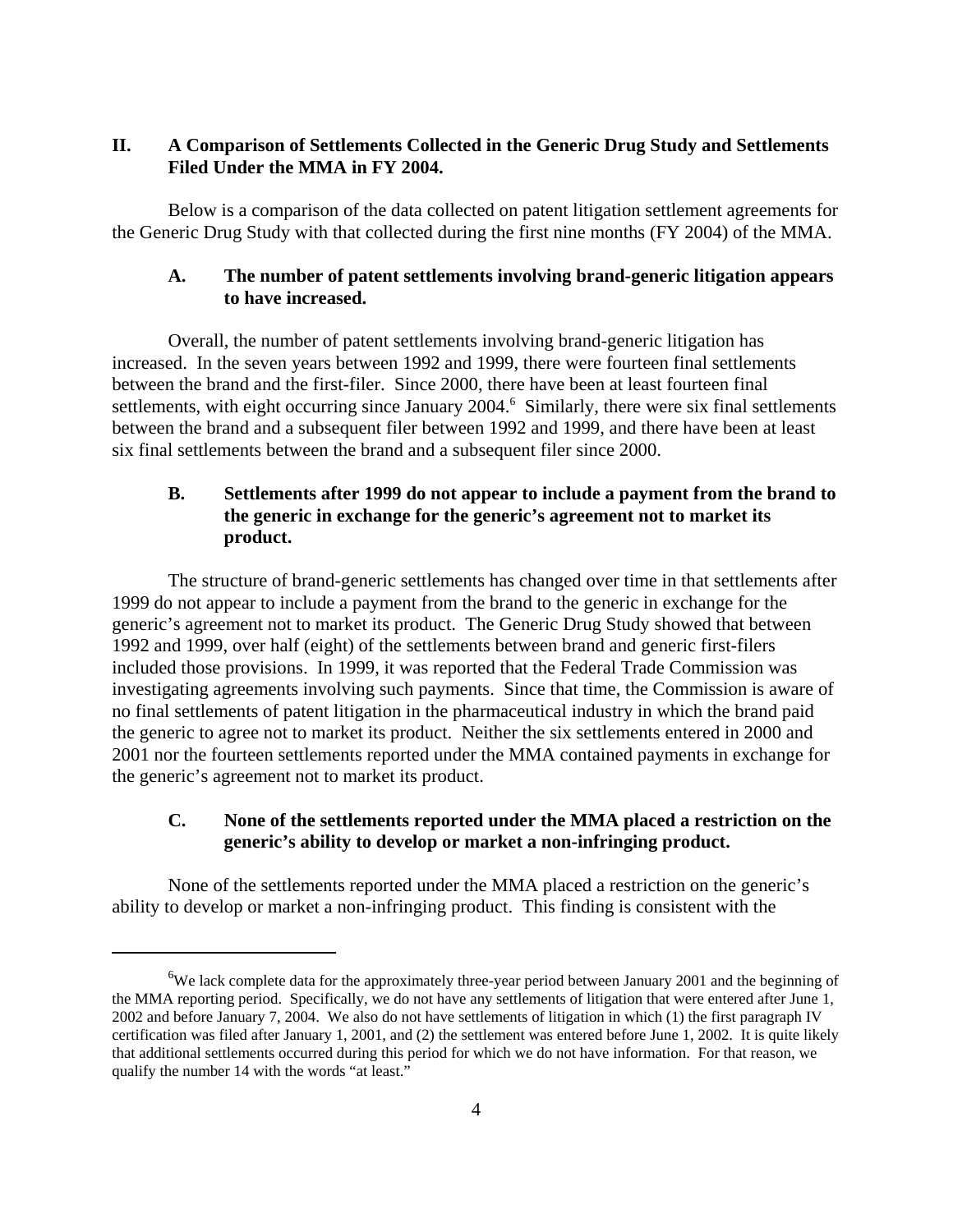## II. A Comparison of Settlements Collected in the Generic Drug Study and Settlements Filed Under the MMA in FY 2004.

Below is a comparison of the data collected on patent litigation settlement agreements for the Generic Drug Study with that collected during the first nine months (FY 2004) of the MMA.

### A. The number of patent settlements involving brand-generic litigation appears to have increased.

Overall, the number of patent settlements involving brand-generic litigation has increased. In the seven years between 1992 and 1999, there were fourteen final settlements between the brand and the first-filer. Since 2000, there have been at least fourteen final settlements, with eight occurring since January 2004.[6] Similarly, there were six final settlements between the brand and a subsequent filer between 1992 and 1999, and there have been at least six final settlements between the brand and a subsequent filer since 2000.

### B. Settlements after 1999 do not appear to include a payment from the brand to the generic in exchange for the generic's agreement not to market its product.

The structure of brand-generic settlements has changed over time in that settlements after 1999 do not appear to include a payment from the brand to the generic in exchange for the generic's agreement not to market its product. The Generic Drug Study showed that between 1992 and 1999, over half (eight) of the settlements between brand and generic first-filers included those provisions. In 1999, it was reported that the Federal Trade Commission was investigating agreements involving such payments. Since that time, the Commission is aware of no final settlements of patent litigation in the pharmaceutical industry in which the brand paid the generic to agree not to market its product. Neither the six settlements entered in 2000 and 2001 nor the fourteen settlements reported under the MMA contained payments in exchange for the generic's agreement not to market its product.

### C. None of the settlements reported under the MMA placed a restriction on the generic's ability to develop or market a non-infringing product.

None of the settlements reported under the MMA placed a restriction on the generic's ability to develop or market a non-infringing product. This finding is consistent with the

---

[6] We lack complete data for the approximately three-year period between January 2001 and the beginning of the MMA reporting period. Specifically, we do not have any settlements of litigation that were entered after June 1, 2002 and before January 7, 2004. We also do not have settlements of litigation in which (1) the first paragraph IV certification was filed after January 1, 2001, and (2) the settlement was entered before June 1, 2002. It is quite likely that additional settlements occurred during this period for which we do not have information. For that reason, we qualify the number 14 with the words "at least."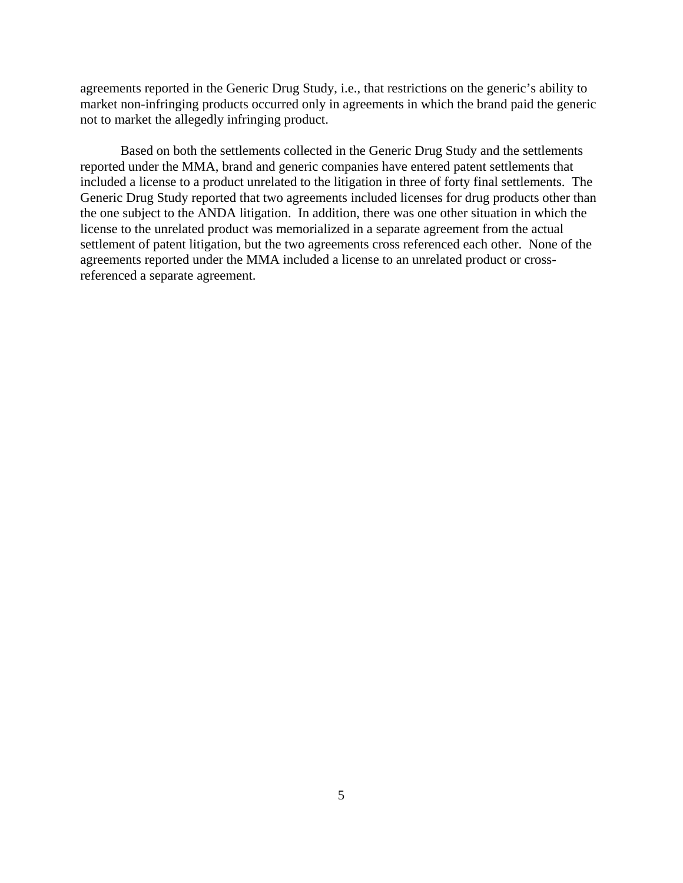agreements reported in the Generic Drug Study, i.e., that restrictions on the generic's ability to market non-infringing products occurred only in agreements in which the brand paid the generic not to market the allegedly infringing product.

Based on both the settlements collected in the Generic Drug Study and the settlements reported under the MMA, brand and generic companies have entered patent settlements that included a license to a product unrelated to the litigation in three of forty final settlements. The Generic Drug Study reported that two agreements included licenses for drug products other than the one subject to the ANDA litigation. In addition, there was one other situation in which the license to the unrelated product was memorialized in a separate agreement from the actual settlement of patent litigation, but the two agreements cross referenced each other. None of the agreements reported under the MMA included a license to an unrelated product or cross-referenced a separate agreement.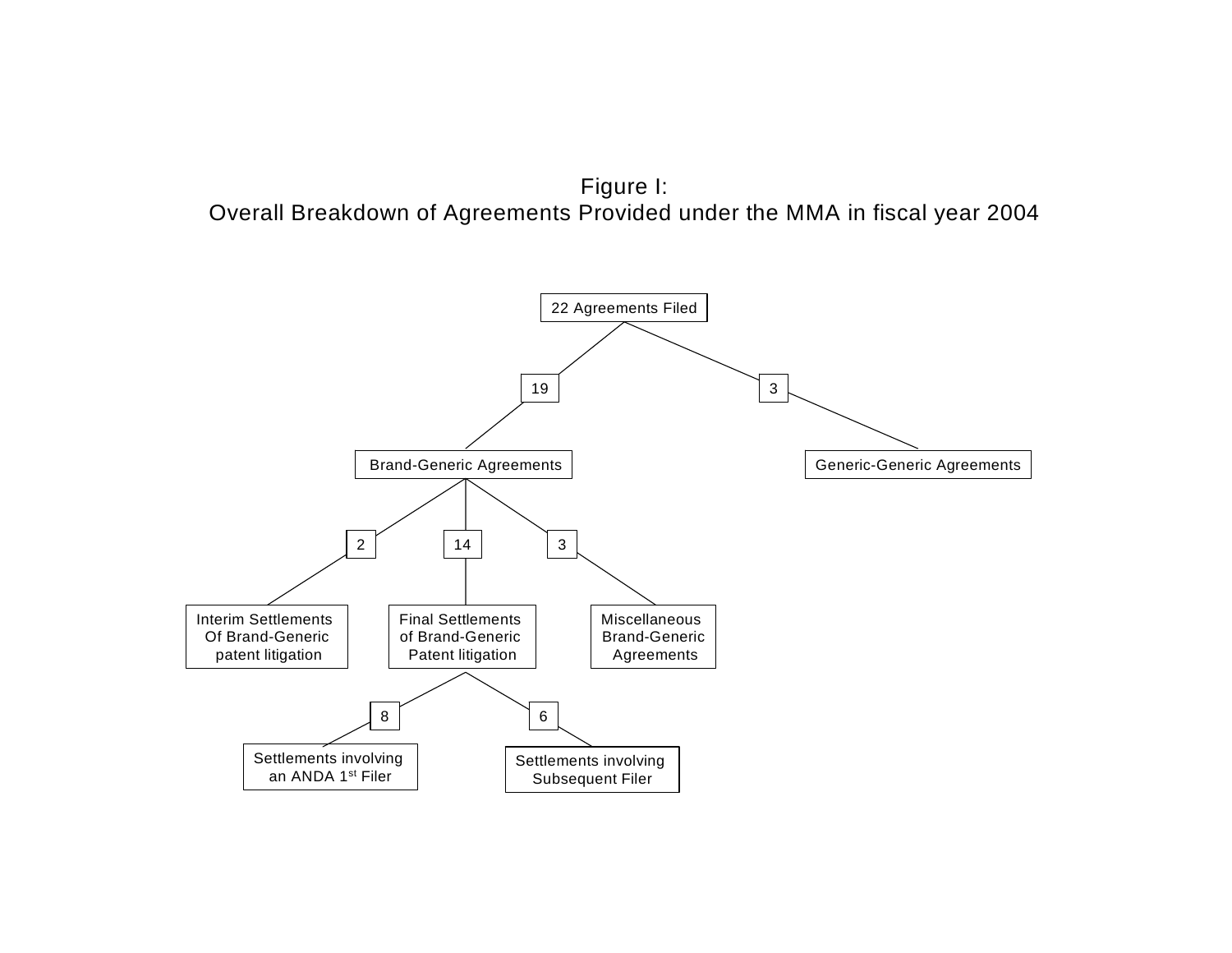# Figure I:
## Overall Breakdown of Agreements Provided under the MMA in fiscal year 2004

- 22 Agreements Filed
  - 19 — Brand-Generic Agreements
    - 2 — Interim Settlements Of Brand-Generic patent litigation
    - 14 — Final Settlements of Brand-Generic Patent litigation
      - 8 — Settlements involving an ANDA 1st Filer
      - 6 — Settlements involving Subsequent Filer
    - 3 — Miscellaneous Brand-Generic Agreements
  - 3 — Generic-Generic Agreements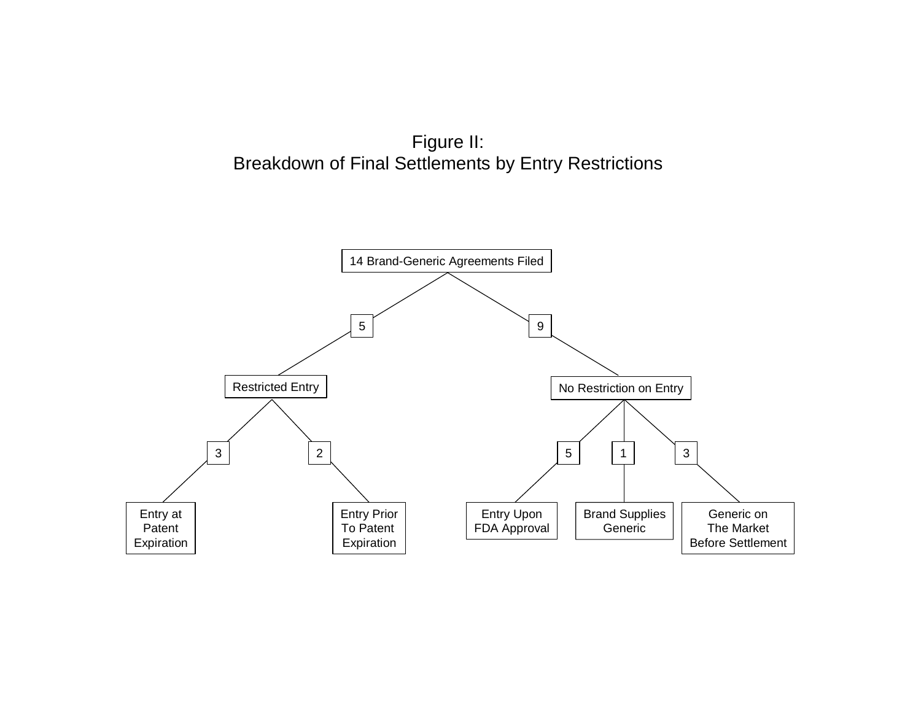# Figure II:
## Breakdown of Final Settlements by Entry Restrictions

- 14 Brand-Generic Agreements Filed
  - 5 — Restricted Entry
    - 3 — Entry at Patent Expiration
    - 2 — Entry Prior To Patent Expiration
  - 9 — No Restriction on Entry
    - 5 — Entry Upon FDA Approval
    - 1 — Brand Supplies Generic
    - 3 — Generic on The Market Before Settlement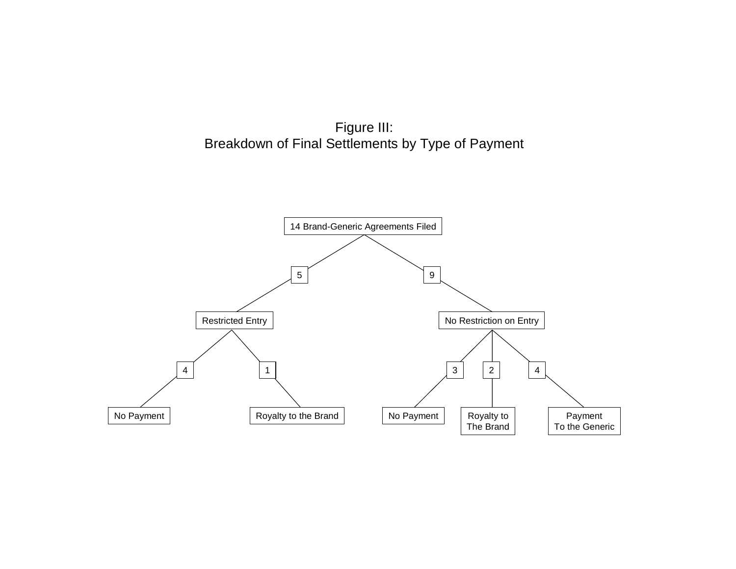Figure III:
Breakdown of Final Settlements by Type of Payment

14 Brand-Generic Agreements Filed

5

9

Restricted Entry

No Restriction on Entry

4

1

3

2

4

No Payment

Royalty to the Brand

No Payment

Royalty to The Brand

Payment To the Generic